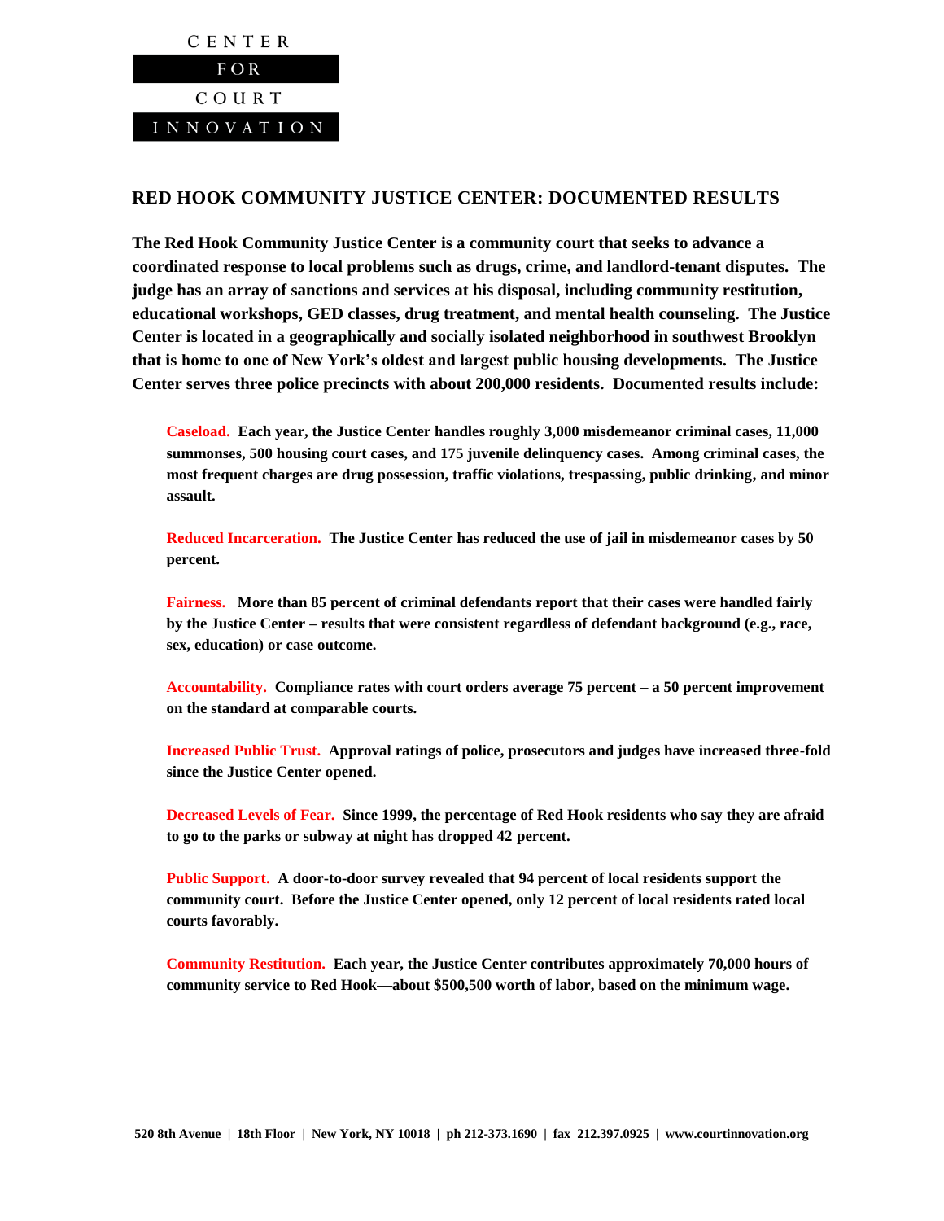CENTER FOR COURT INNOVATION

## RED HOOK COMMUNITY JUSTICE CENTER: DOCUMENTED RESULTS

**The Red Hook Community Justice Center is a community court that seeks to advance a coordinated response to local problems such as drugs, crime, and landlord-tenant disputes. The judge has an array of sanctions and services at his disposal, including community restitution, educational workshops, GED classes, drug treatment, and mental health counseling. The Justice Center is located in a geographically and socially isolated neighborhood in southwest Brooklyn that is home to one of New York's oldest and largest public housing developments. The Justice Center serves three police precincts with about 200,000 residents. Documented results include:**

**Caseload.** Each year, the Justice Center handles roughly 3,000 misdemeanor criminal cases, 11,000 summonses, 500 housing court cases, and 175 juvenile delinquency cases. Among criminal cases, the most frequent charges are drug possession, traffic violations, trespassing, public drinking, and minor assault.

**Reduced Incarceration.** The Justice Center has reduced the use of jail in misdemeanor cases by 50 percent.

**Fairness.** More than 85 percent of criminal defendants report that their cases were handled fairly by the Justice Center – results that were consistent regardless of defendant background (e.g., race, sex, education) or case outcome.

**Accountability.** Compliance rates with court orders average 75 percent – a 50 percent improvement on the standard at comparable courts.

**Increased Public Trust.** Approval ratings of police, prosecutors and judges have increased three-fold since the Justice Center opened.

**Decreased Levels of Fear.** Since 1999, the percentage of Red Hook residents who say they are afraid to go to the parks or subway at night has dropped 42 percent.

**Public Support.** A door-to-door survey revealed that 94 percent of local residents support the community court. Before the Justice Center opened, only 12 percent of local residents rated local courts favorably.

**Community Restitution.** Each year, the Justice Center contributes approximately 70,000 hours of community service to Red Hook—about $500,500 worth of labor, based on the minimum wage.

520 8th Avenue | 18th Floor | New York, NY 10018 | ph 212-373.1690 | fax 212.397.0925 | www.courtinnovation.org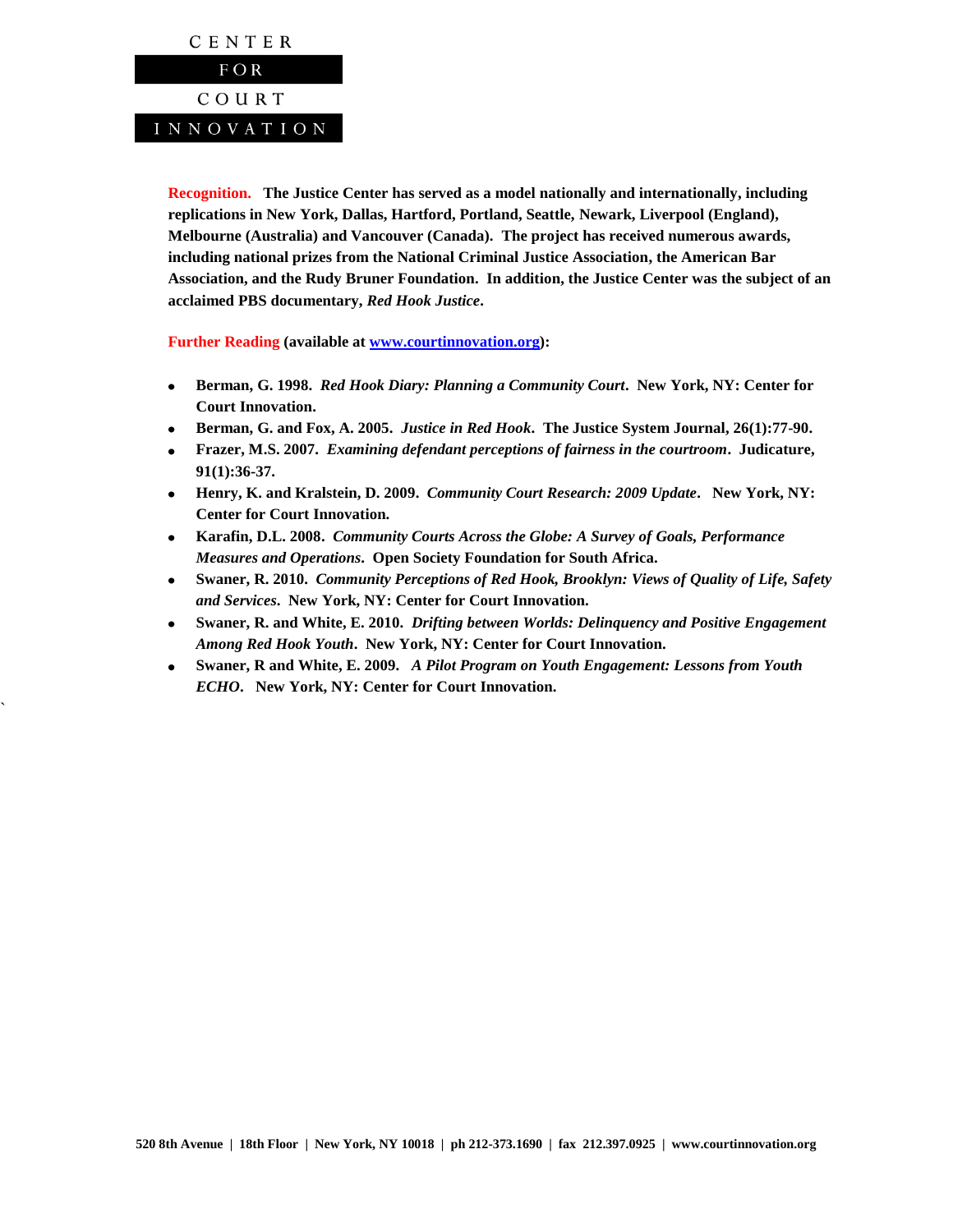**Recognition.** **The Justice Center has served as a model nationally and internationally, including replications in New York, Dallas, Hartford, Portland, Seattle, Newark, Liverpool (England), Melbourne (Australia) and Vancouver (Canada). The project has received numerous awards, including national prizes from the National Criminal Justice Association, the American Bar Association, and the Rudy Bruner Foundation. In addition, the Justice Center was the subject of an acclaimed PBS documentary, *Red Hook Justice*.**

**Further Reading (available at [www.courtinnovation.org](http://www.courtinnovation.org)):**

- **Berman, G. 1998. *Red Hook Diary: Planning a Community Court*. New York, NY: Center for Court Innovation.**
- **Berman, G. and Fox, A. 2005. *Justice in Red Hook*. The Justice System Journal, 26(1):77-90.**
- **Frazer, M.S. 2007. *Examining defendant perceptions of fairness in the courtroom*. Judicature, 91(1):36-37.**
- **Henry, K. and Kralstein, D. 2009. *Community Court Research: 2009 Update*. New York, NY: Center for Court Innovation.**
- **Karafin, D.L. 2008. *Community Courts Across the Globe: A Survey of Goals, Performance Measures and Operations*. Open Society Foundation for South Africa.**
- **Swaner, R. 2010. *Community Perceptions of Red Hook, Brooklyn: Views of Quality of Life, Safety and Services*. New York, NY: Center for Court Innovation.**
- **Swaner, R. and White, E. 2010. *Drifting between Worlds: Delinquency and Positive Engagement Among Red Hook Youth*. New York, NY: Center for Court Innovation.**
- **Swaner, R and White, E. 2009. *A Pilot Program on Youth Engagement: Lessons from Youth ECHO*. New York, NY: Center for Court Innovation.**